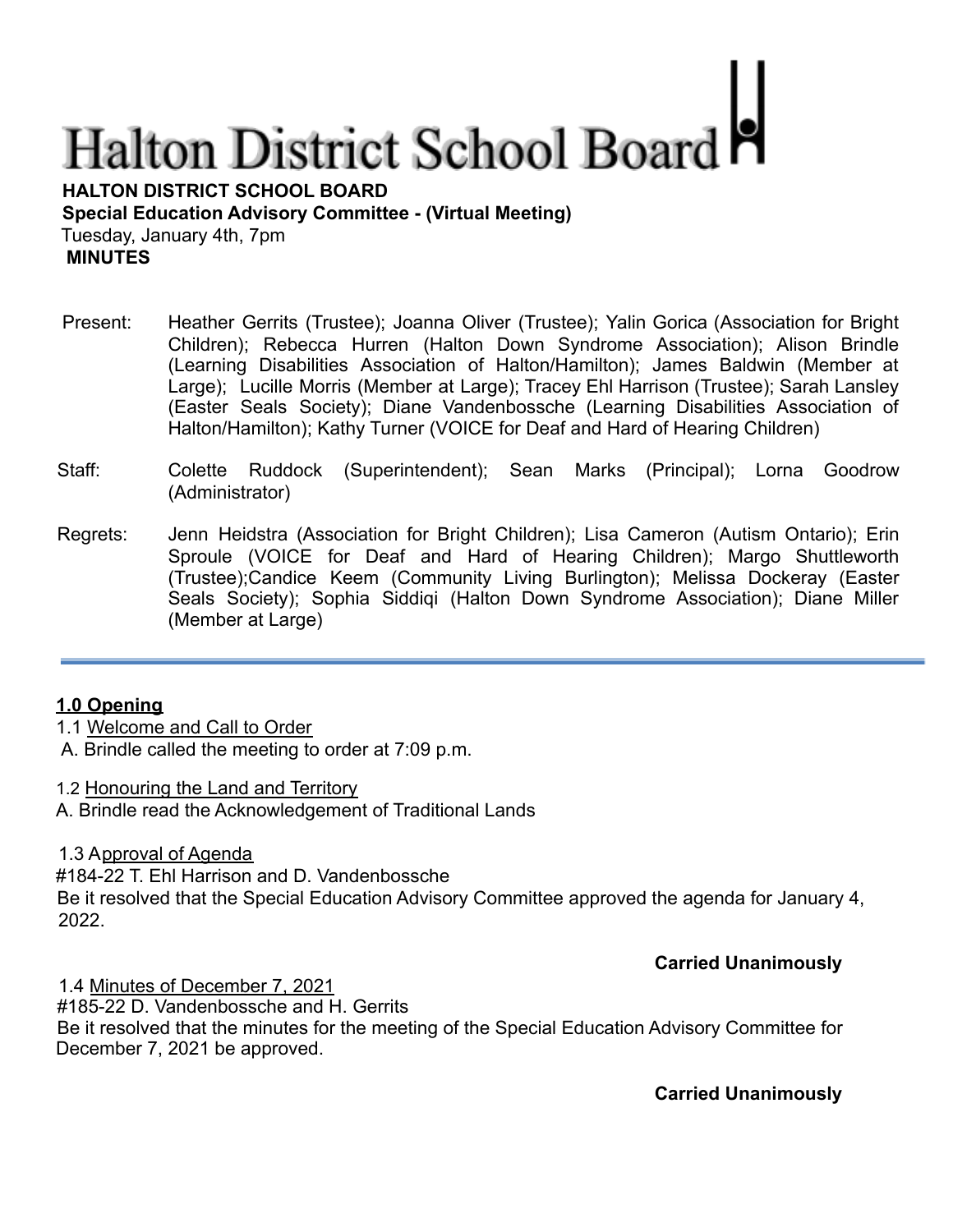# Halton District School Board

**HALTON DISTRICT SCHOOL BOARD**
**Special Education Advisory Committee - (Virtual Meeting)**
Tuesday, January 4th, 7pm
**MINUTES**

Present: Heather Gerrits (Trustee); Joanna Oliver (Trustee); Yalin Gorica (Association for Bright Children); Rebecca Hurren (Halton Down Syndrome Association); Alison Brindle (Learning Disabilities Association of Halton/Hamilton); James Baldwin (Member at Large); Lucille Morris (Member at Large); Tracey Ehl Harrison (Trustee); Sarah Lansley (Easter Seals Society); Diane Vandenbossche (Learning Disabilities Association of Halton/Hamilton); Kathy Turner (VOICE for Deaf and Hard of Hearing Children)

Staff: Colette Ruddock (Superintendent); Sean Marks (Principal); Lorna Goodrow (Administrator)

Regrets: Jenn Heidstra (Association for Bright Children); Lisa Cameron (Autism Ontario); Erin Sproule (VOICE for Deaf and Hard of Hearing Children); Margo Shuttleworth (Trustee);Candice Keem (Community Living Burlington); Melissa Dockeray (Easter Seals Society); Sophia Siddiqi (Halton Down Syndrome Association); Diane Miller (Member at Large)

---

**1.0 Opening**

1.1 Welcome and Call to Order
A. Brindle called the meeting to order at 7:09 p.m.

1.2 Honouring the Land and Territory
A. Brindle read the Acknowledgement of Traditional Lands

1.3 Approval of Agenda
#184-22 T. Ehl Harrison and D. Vandenbossche
Be it resolved that the Special Education Advisory Committee approved the agenda for January 4, 2022.

**Carried Unanimously**

1.4 Minutes of December 7, 2021
#185-22 D. Vandenbossche and H. Gerrits
Be it resolved that the minutes for the meeting of the Special Education Advisory Committee for December 7, 2021 be approved.

**Carried Unanimously**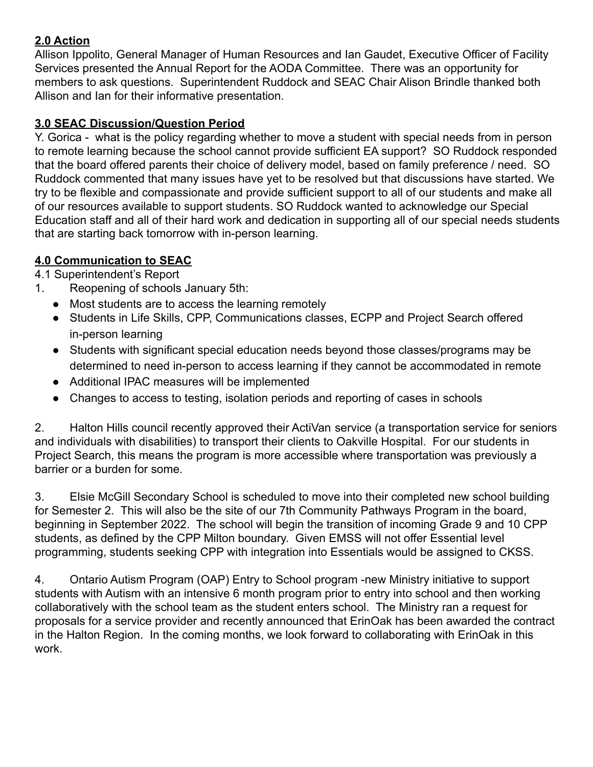## **2.0 Action**

Allison Ippolito, General Manager of Human Resources and Ian Gaudet, Executive Officer of Facility Services presented the Annual Report for the AODA Committee. There was an opportunity for members to ask questions. Superintendent Ruddock and SEAC Chair Alison Brindle thanked both Allison and Ian for their informative presentation.

## **3.0 SEAC Discussion/Question Period**

Y. Gorica - what is the policy regarding whether to move a student with special needs from in person to remote learning because the school cannot provide sufficient EA support? SO Ruddock responded that the board offered parents their choice of delivery model, based on family preference / need. SO Ruddock commented that many issues have yet to be resolved but that discussions have started. We try to be flexible and compassionate and provide sufficient support to all of our students and make all of our resources available to support students. SO Ruddock wanted to acknowledge our Special Education staff and all of their hard work and dedication in supporting all of our special needs students that are starting back tomorrow with in-person learning.

## **4.0 Communication to SEAC**

4.1 Superintendent's Report

1. Reopening of schools January 5th:
   - Most students are to access the learning remotely
   - Students in Life Skills, CPP, Communications classes, ECPP and Project Search offered in-person learning
   - Students with significant special education needs beyond those classes/programs may be determined to need in-person to access learning if they cannot be accommodated in remote
   - Additional IPAC measures will be implemented
   - Changes to access to testing, isolation periods and reporting of cases in schools

2. Halton Hills council recently approved their ActiVan service (a transportation service for seniors and individuals with disabilities) to transport their clients to Oakville Hospital. For our students in Project Search, this means the program is more accessible where transportation was previously a barrier or a burden for some.

3. Elsie McGill Secondary School is scheduled to move into their completed new school building for Semester 2. This will also be the site of our 7th Community Pathways Program in the board, beginning in September 2022. The school will begin the transition of incoming Grade 9 and 10 CPP students, as defined by the CPP Milton boundary. Given EMSS will not offer Essential level programming, students seeking CPP with integration into Essentials would be assigned to CKSS.

4. Ontario Autism Program (OAP) Entry to School program -new Ministry initiative to support students with Autism with an intensive 6 month program prior to entry into school and then working collaboratively with the school team as the student enters school. The Ministry ran a request for proposals for a service provider and recently announced that ErinOak has been awarded the contract in the Halton Region. In the coming months, we look forward to collaborating with ErinOak in this work.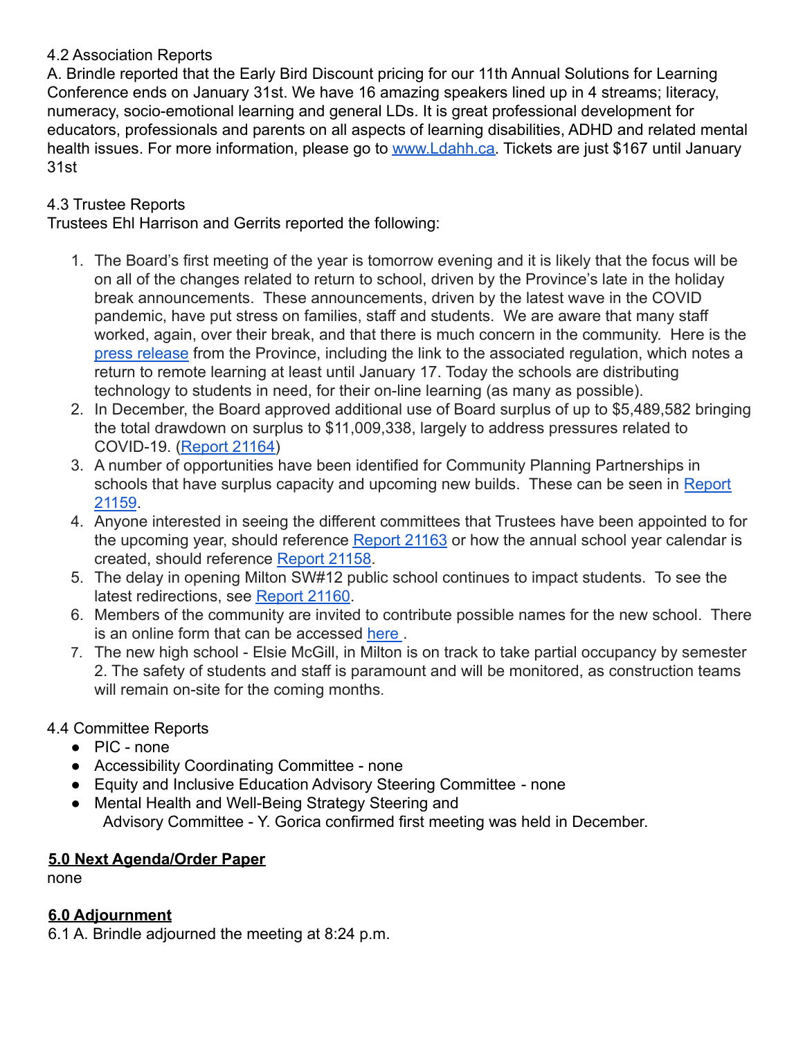4.2 Association Reports
A. Brindle reported that the Early Bird Discount pricing for our 11th Annual Solutions for Learning Conference ends on January 31st. We have 16 amazing speakers lined up in 4 streams; literacy, numeracy, socio-emotional learning and general LDs. It is great professional development for educators, professionals and parents on all aspects of learning disabilities, ADHD and related mental health issues. For more information, please go to [www.Ldahh.ca](www.Ldahh.ca). Tickets are just $167 until January 31st

4.3 Trustee Reports
Trustees Ehl Harrison and Gerrits reported the following:

1. The Board's first meeting of the year is tomorrow evening and it is likely that the focus will be on all of the changes related to return to school, driven by the Province's late in the holiday break announcements. These announcements, driven by the latest wave in the COVID pandemic, have put stress on families, staff and students. We are aware that many staff worked, again, over their break, and that there is much concern in the community. Here is the press release from the Province, including the link to the associated regulation, which notes a return to remote learning at least until January 17. Today the schools are distributing technology to students in need, for their on-line learning (as many as possible).
2. In December, the Board approved additional use of Board surplus of up to $5,489,582 bringing the total drawdown on surplus to $11,009,338, largely to address pressures related to COVID-19. (Report 21164)
3. A number of opportunities have been identified for Community Planning Partnerships in schools that have surplus capacity and upcoming new builds. These can be seen in Report 21159.
4. Anyone interested in seeing the different committees that Trustees have been appointed to for the upcoming year, should reference Report 21163 or how the annual school year calendar is created, should reference Report 21158.
5. The delay in opening Milton SW#12 public school continues to impact students. To see the latest redirections, see Report 21160.
6. Members of the community are invited to contribute possible names for the new school. There is an online form that can be accessed here .
7. The new high school - Elsie McGill, in Milton is on track to take partial occupancy by semester 2. The safety of students and staff is paramount and will be monitored, as construction teams will remain on-site for the coming months.

4.4 Committee Reports
- PIC - none
- Accessibility Coordinating Committee - none
- Equity and Inclusive Education Advisory Steering Committee - none
- Mental Health and Well-Being Strategy Steering and Advisory Committee - Y. Gorica confirmed first meeting was held in December.

**5.0 Next Agenda/Order Paper**
none

**6.0 Adjournment**
6.1 A. Brindle adjourned the meeting at 8:24 p.m.